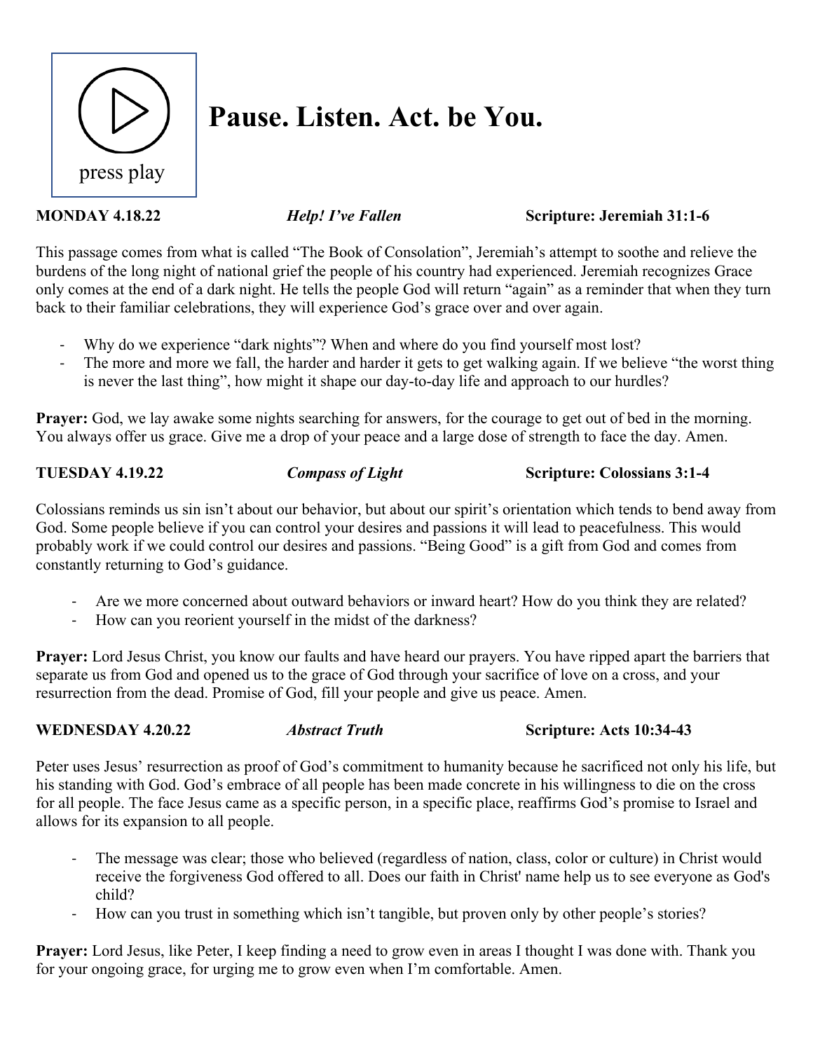press play

# Pause. Listen. Act. be You.

**MONDAY 4.18.22** ***Help! I've Fallen*** **Scripture: Jeremiah 31:1-6**

This passage comes from what is called "The Book of Consolation", Jeremiah's attempt to soothe and relieve the burdens of the long night of national grief the people of his country had experienced. Jeremiah recognizes Grace only comes at the end of a dark night. He tells the people God will return "again" as a reminder that when they turn back to their familiar celebrations, they will experience God's grace over and over again.

- Why do we experience "dark nights"? When and where do you find yourself most lost?
- The more and more we fall, the harder and harder it gets to get walking again. If we believe "the worst thing is never the last thing", how might it shape our day-to-day life and approach to our hurdles?

**Prayer:** God, we lay awake some nights searching for answers, for the courage to get out of bed in the morning. You always offer us grace. Give me a drop of your peace and a large dose of strength to face the day. Amen.

**TUESDAY 4.19.22** ***Compass of Light*** **Scripture: Colossians 3:1-4**

Colossians reminds us sin isn't about our behavior, but about our spirit's orientation which tends to bend away from God. Some people believe if you can control your desires and passions it will lead to peacefulness. This would probably work if we could control our desires and passions. "Being Good" is a gift from God and comes from constantly returning to God's guidance.

- Are we more concerned about outward behaviors or inward heart? How do you think they are related?
- How can you reorient yourself in the midst of the darkness?

**Prayer:** Lord Jesus Christ, you know our faults and have heard our prayers. You have ripped apart the barriers that separate us from God and opened us to the grace of God through your sacrifice of love on a cross, and your resurrection from the dead. Promise of God, fill your people and give us peace. Amen.

**WEDNESDAY 4.20.22** ***Abstract Truth*** **Scripture: Acts 10:34-43**

Peter uses Jesus' resurrection as proof of God's commitment to humanity because he sacrificed not only his life, but his standing with God. God's embrace of all people has been made concrete in his willingness to die on the cross for all people. The face Jesus came as a specific person, in a specific place, reaffirms God's promise to Israel and allows for its expansion to all people.

- The message was clear; those who believed (regardless of nation, class, color or culture) in Christ would receive the forgiveness God offered to all. Does our faith in Christ' name help us to see everyone as God's child?
- How can you trust in something which isn't tangible, but proven only by other people's stories?

**Prayer:** Lord Jesus, like Peter, I keep finding a need to grow even in areas I thought I was done with. Thank you for your ongoing grace, for urging me to grow even when I'm comfortable. Amen.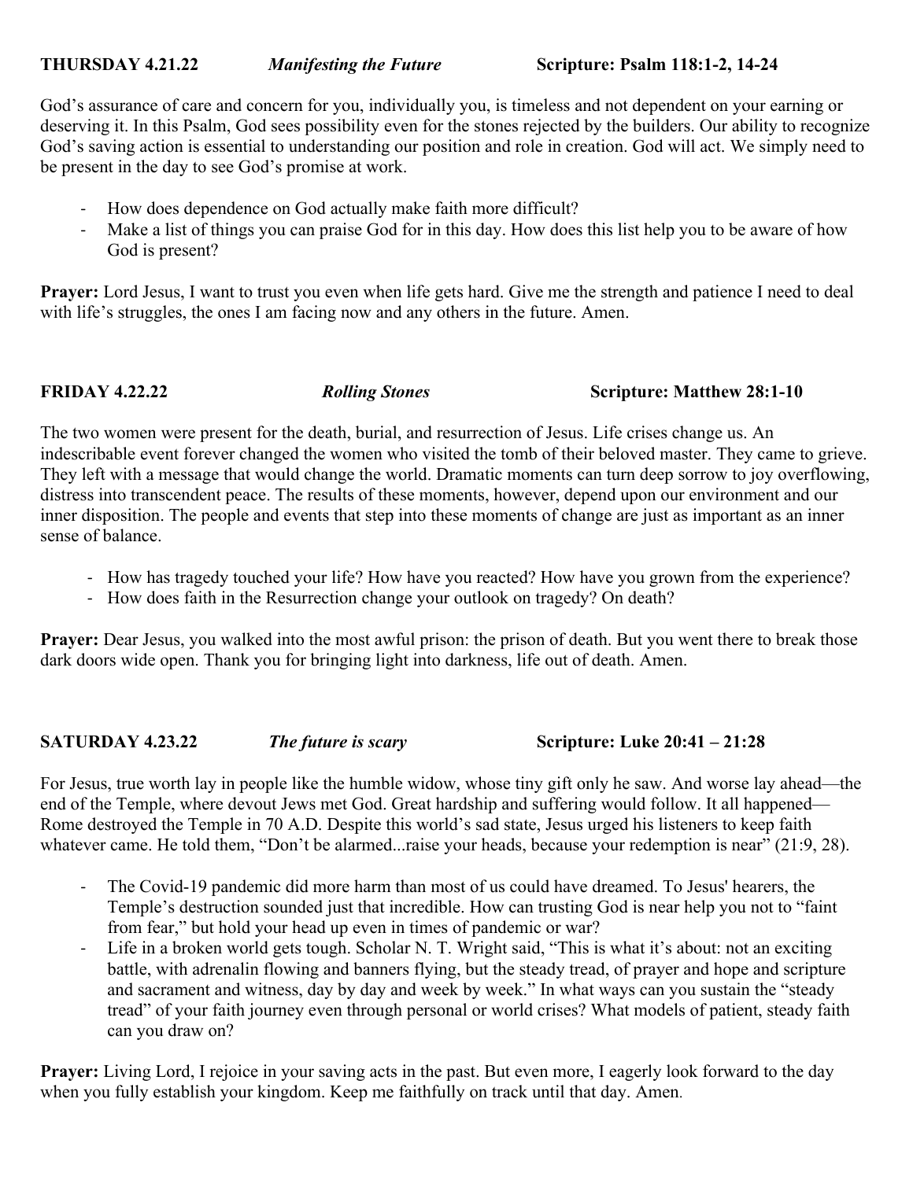**THURSDAY 4.21.22** *Manifesting the Future* **Scripture: Psalm 118:1-2, 14-24**

God's assurance of care and concern for you, individually you, is timeless and not dependent on your earning or deserving it. In this Psalm, God sees possibility even for the stones rejected by the builders. Our ability to recognize God's saving action is essential to understanding our position and role in creation. God will act. We simply need to be present in the day to see God's promise at work.

- How does dependence on God actually make faith more difficult?
- Make a list of things you can praise God for in this day. How does this list help you to be aware of how God is present?

**Prayer:** Lord Jesus, I want to trust you even when life gets hard. Give me the strength and patience I need to deal with life's struggles, the ones I am facing now and any others in the future. Amen.

**FRIDAY 4.22.22** *Rolling Stones* **Scripture: Matthew 28:1-10**

The two women were present for the death, burial, and resurrection of Jesus. Life crises change us. An indescribable event forever changed the women who visited the tomb of their beloved master. They came to grieve. They left with a message that would change the world. Dramatic moments can turn deep sorrow to joy overflowing, distress into transcendent peace. The results of these moments, however, depend upon our environment and our inner disposition. The people and events that step into these moments of change are just as important as an inner sense of balance.

- How has tragedy touched your life? How have you reacted? How have you grown from the experience?
- How does faith in the Resurrection change your outlook on tragedy? On death?

**Prayer:** Dear Jesus, you walked into the most awful prison: the prison of death. But you went there to break those dark doors wide open. Thank you for bringing light into darkness, life out of death. Amen.

**SATURDAY 4.23.22** *The future is scary* **Scripture: Luke 20:41 – 21:28**

For Jesus, true worth lay in people like the humble widow, whose tiny gift only he saw. And worse lay ahead—the end of the Temple, where devout Jews met God. Great hardship and suffering would follow. It all happened—Rome destroyed the Temple in 70 A.D. Despite this world's sad state, Jesus urged his listeners to keep faith whatever came. He told them, "Don't be alarmed...raise your heads, because your redemption is near" (21:9, 28).

- The Covid-19 pandemic did more harm than most of us could have dreamed. To Jesus' hearers, the Temple's destruction sounded just that incredible. How can trusting God is near help you not to "faint from fear," but hold your head up even in times of pandemic or war?
- Life in a broken world gets tough. Scholar N. T. Wright said, "This is what it's about: not an exciting battle, with adrenalin flowing and banners flying, but the steady tread, of prayer and hope and scripture and sacrament and witness, day by day and week by week." In what ways can you sustain the "steady tread" of your faith journey even through personal or world crises? What models of patient, steady faith can you draw on?

**Prayer:** Living Lord, I rejoice in your saving acts in the past. But even more, I eagerly look forward to the day when you fully establish your kingdom. Keep me faithfully on track until that day. Amen.